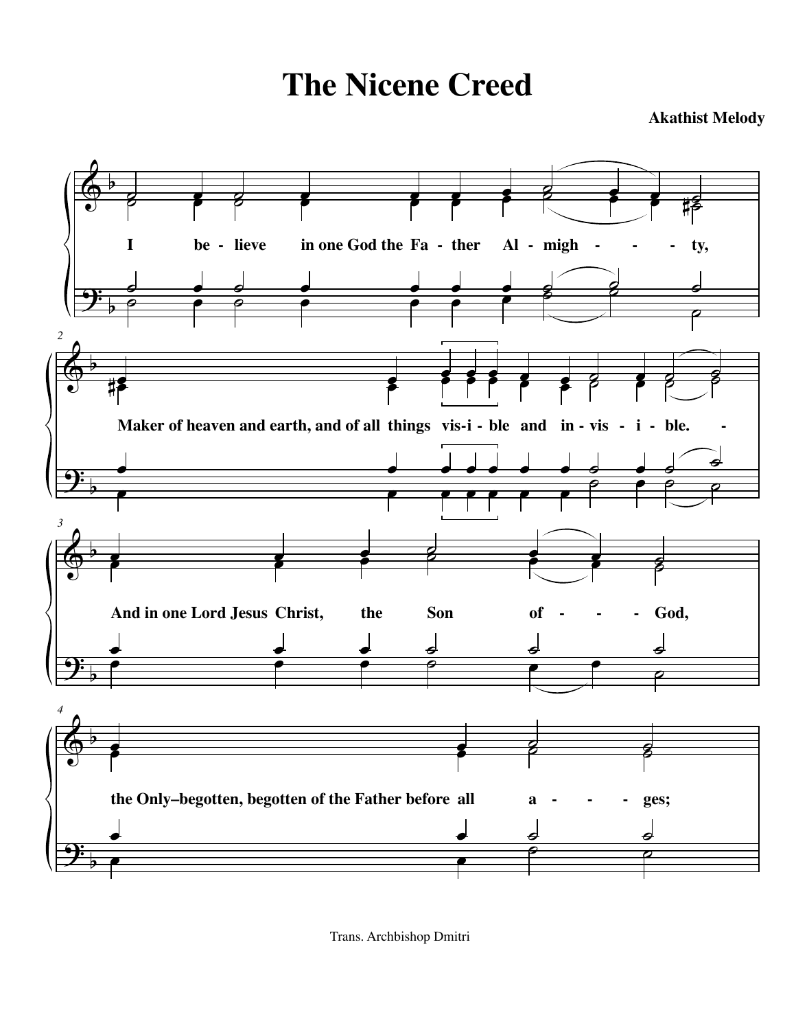# The Nicene Creed

**Akathist Melody**

I be - lieve in one God the Fa - ther Al - migh - - - - ty,

Maker of heaven and earth, and of all things vis-i - ble and in - vis - - i - ble. -

And in one Lord Jesus Christ, the Son of - - - God,

the Only–begotten, begotten of the Father before all a - - - ges;

Trans. Archbishop Dmitri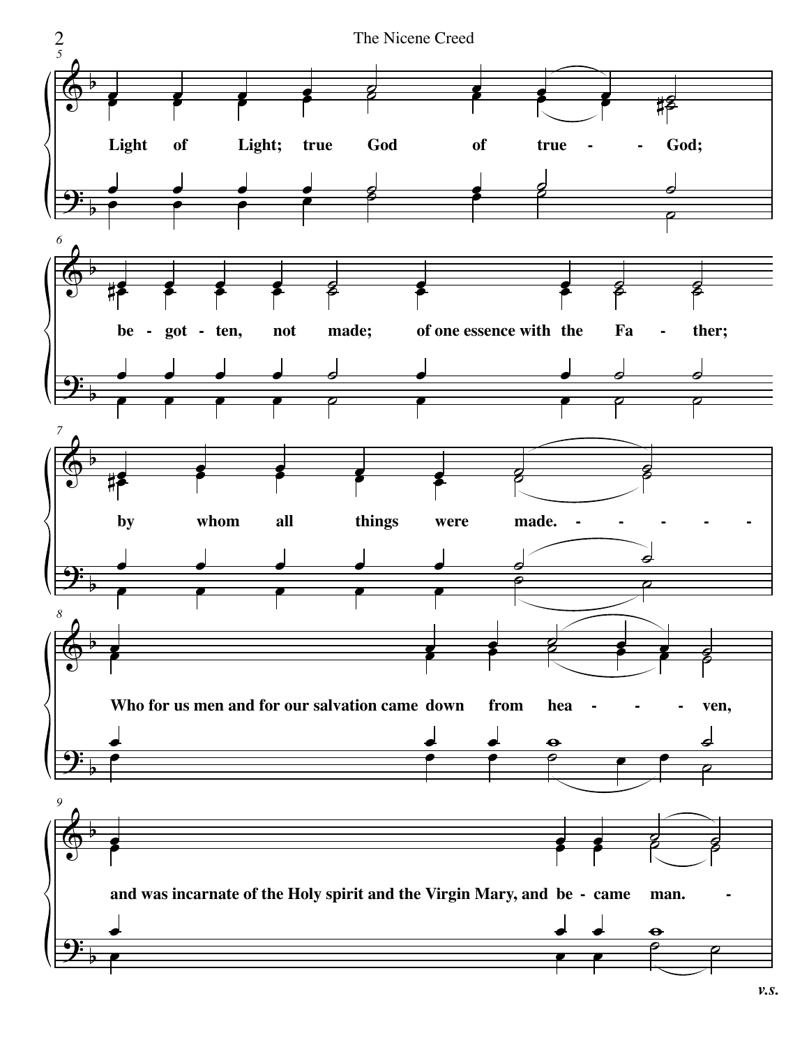Light of Light; true God of true - - God;

be - got - ten, not made; of one essence with the Fa - ther;

by whom all things were made. - - - - -

Who for us men and for our salvation came down from hea - - - ven,

and was incarnate of the Holy spirit and the Virgin Mary, and be - came man. -

*v.s.*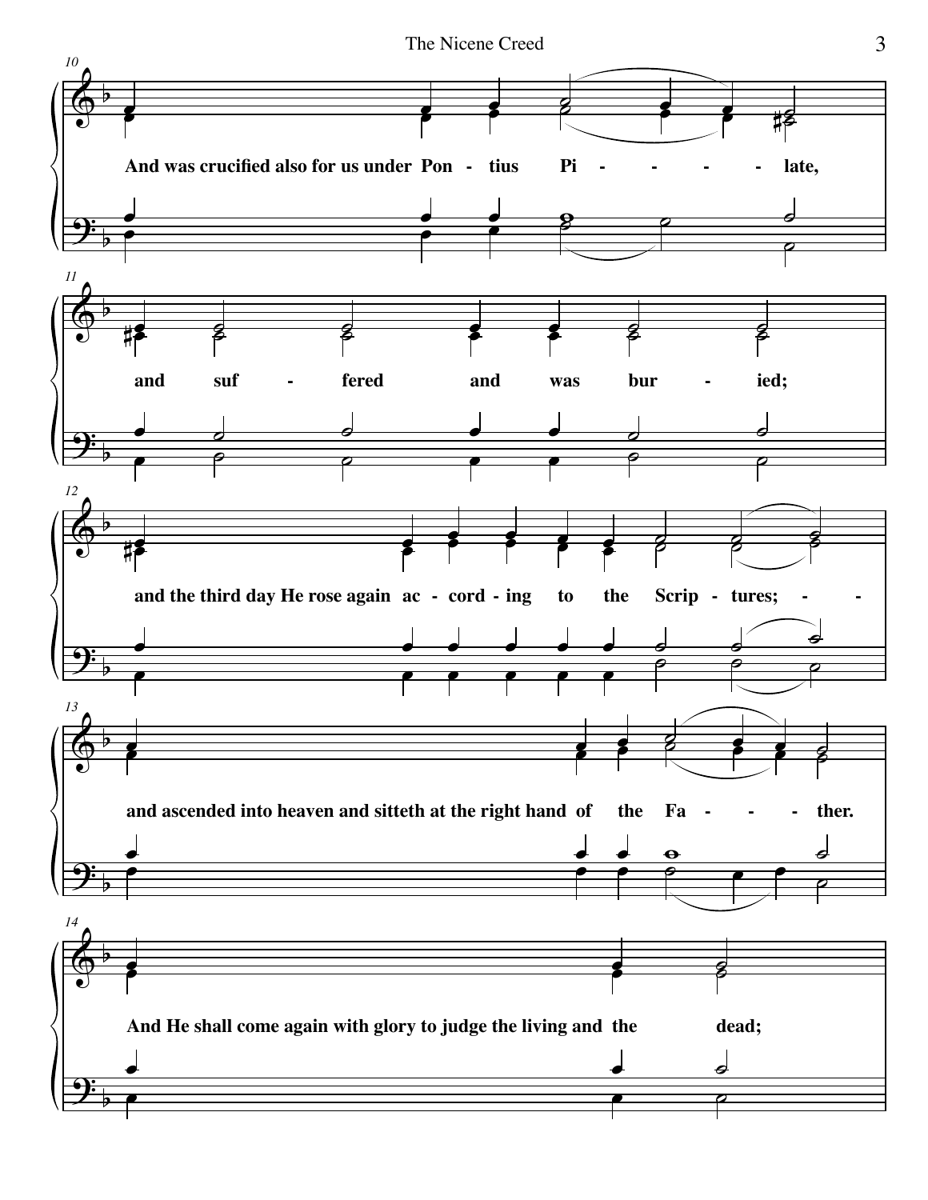And was crucified also for us under Pon - tius Pi - - - - - late,

and suf - fered and was bur - ied;

and the third day He rose again ac - cord - ing to the Scrip - tures; - -

and ascended into heaven and sitteth at the right hand of the Fa - - - - ther.

And He shall come again with glory to judge the living and the dead;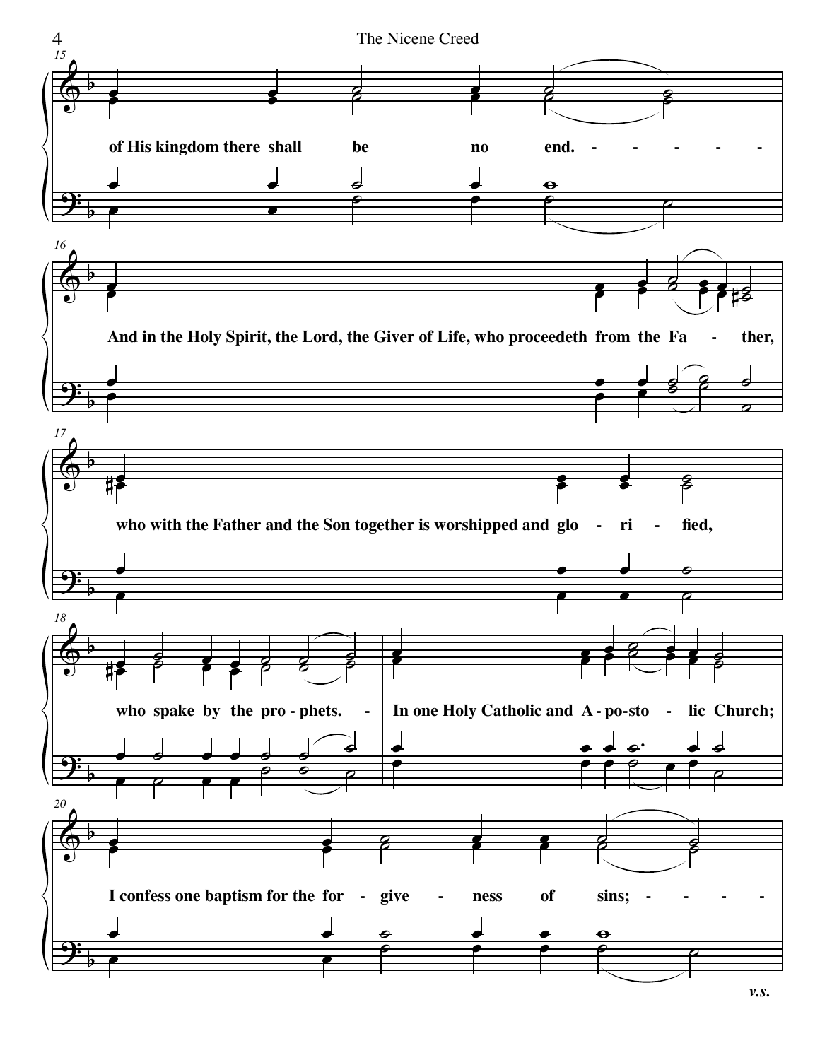of His kingdom there shall be no end.

And in the Holy Spirit, the Lord, the Giver of Life, who proceedeth from the Fa - ther,

who with the Father and the Son together is worshipped and glo - ri - fied,

who spake by the pro - phets.

In one Holy Catholic and A - po-sto - lic Church;

I confess one baptism for the for - give - ness of sins;

*v.s.*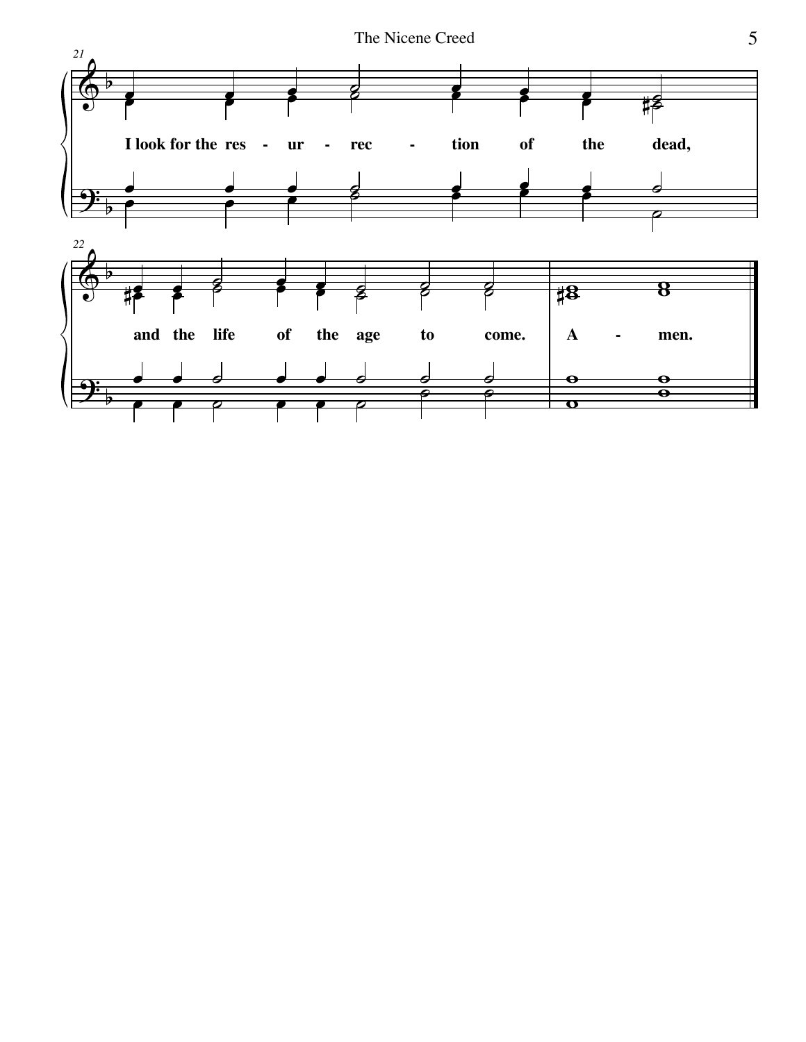I look for the res - ur - rec - tion of the dead,

and the life of the age to come. A - men.